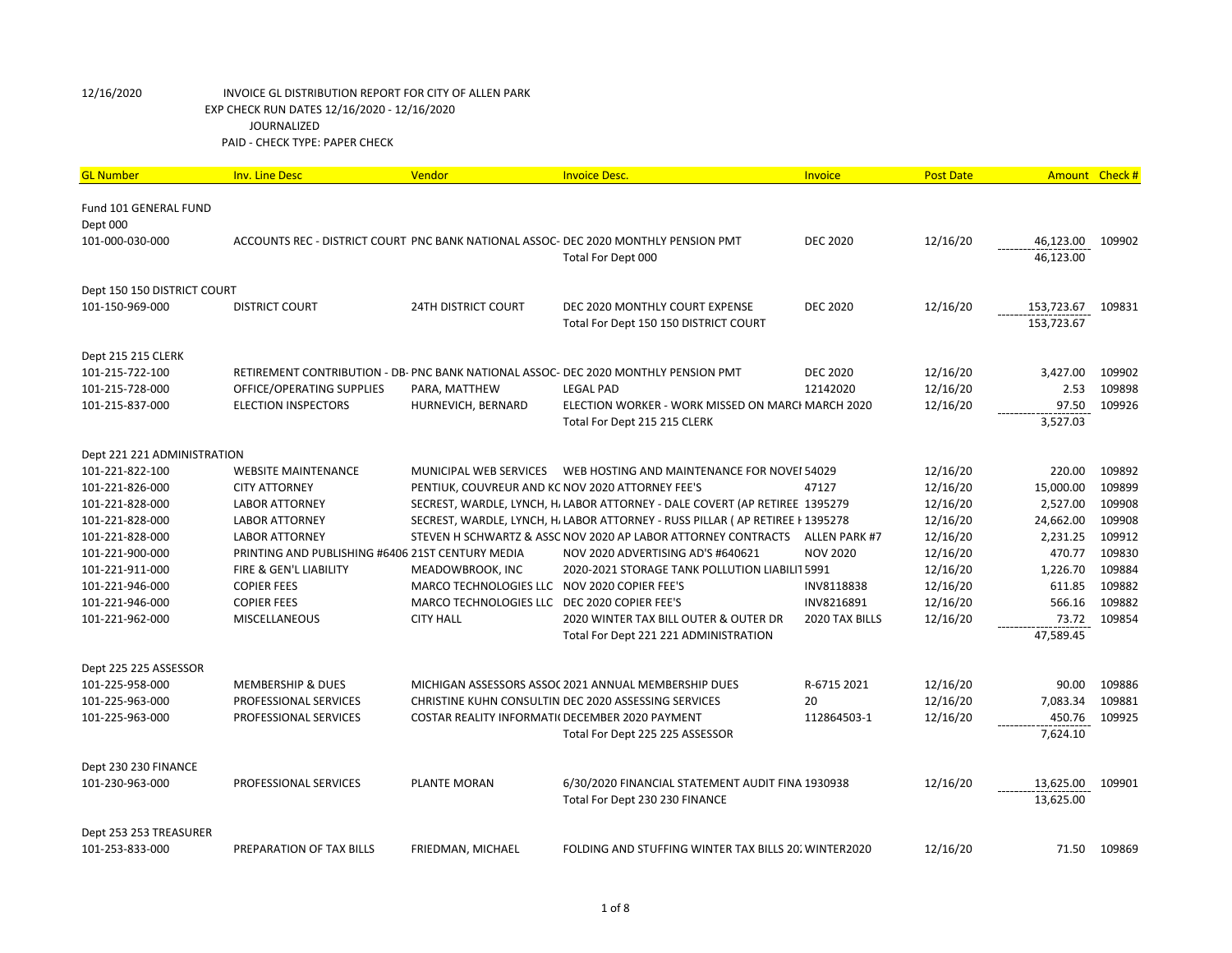12/16/2020 INVOICE GL DISTRIBUTION REPORT FOR CITY OF ALLEN PARK
EXP CHECK RUN DATES 12/16/2020 - 12/16/2020
JOURNALIZED
PAID - CHECK TYPE: PAPER CHECK

| GL Number | Inv. Line Desc | Vendor | Invoice Desc. | Invoice | Post Date | Amount | Check # |
|---|---|---|---|---|---|---|---|
| Fund 101 GENERAL FUND | | | | | | | |
| Dept 000 | | | | | | | |
| 101-000-030-000 | ACCOUNTS REC - DISTRICT COURT | PNC BANK NATIONAL ASSOC- | DEC 2020 MONTHLY PENSION PMT | DEC 2020 | 12/16/20 | 46,123.00 | 109902 |
| | | | Total For Dept 000 | | | 46,123.00 | |
| Dept 150 150 DISTRICT COURT | | | | | | | |
| 101-150-969-000 | DISTRICT COURT | 24TH DISTRICT COURT | DEC 2020 MONTHLY COURT EXPENSE | DEC 2020 | 12/16/20 | 153,723.67 | 109831 |
| | | | Total For Dept 150 150 DISTRICT COURT | | | 153,723.67 | |
| Dept 215 215 CLERK | | | | | | | |
| 101-215-722-100 | RETIREMENT CONTRIBUTION - DB- | PNC BANK NATIONAL ASSOC- | DEC 2020 MONTHLY PENSION PMT | DEC 2020 | 12/16/20 | 3,427.00 | 109902 |
| 101-215-728-000 | OFFICE/OPERATING SUPPLIES | PARA, MATTHEW | LEGAL PAD | 12142020 | 12/16/20 | 2.53 | 109898 |
| 101-215-837-000 | ELECTION INSPECTORS | HURNEVICH, BERNARD | ELECTION WORKER - WORK MISSED ON MARCH | MARCH 2020 | 12/16/20 | 97.50 | 109926 |
| | | | Total For Dept 215 215 CLERK | | | 3,527.03 | |
| Dept 221 221 ADMINISTRATION | | | | | | | |
| 101-221-822-100 | WEBSITE MAINTENANCE | MUNICIPAL WEB SERVICES | WEB HOSTING AND MAINTENANCE FOR NOVEI | 54029 | 12/16/20 | 220.00 | 109892 |
| 101-221-826-000 | CITY ATTORNEY | PENTIUK, COUVREUR AND KC | NOV 2020 ATTORNEY FEE'S | 47127 | 12/16/20 | 15,000.00 | 109899 |
| 101-221-828-000 | LABOR ATTORNEY | SECREST, WARDLE, LYNCH, H, | LABOR ATTORNEY - DALE COVERT (AP RETIREE | 1395279 | 12/16/20 | 2,527.00 | 109908 |
| 101-221-828-000 | LABOR ATTORNEY | SECREST, WARDLE, LYNCH, H, | LABOR ATTORNEY - RUSS PILLAR ( AP RETIREE I | 1395278 | 12/16/20 | 24,662.00 | 109908 |
| 101-221-828-000 | LABOR ATTORNEY | STEVEN H SCHWARTZ & ASSC | NOV 2020 AP LABOR ATTORNEY CONTRACTS | ALLEN PARK #7 | 12/16/20 | 2,231.25 | 109912 |
| 101-221-900-000 | PRINTING AND PUBLISHING #6406 | 21ST CENTURY MEDIA | NOV 2020 ADVERTISING AD'S #640621 | NOV 2020 | 12/16/20 | 470.77 | 109830 |
| 101-221-911-000 | FIRE & GEN'L LIABILITY | MEADOWBROOK, INC | 2020-2021 STORAGE TANK POLLUTION LIABILIT | 5991 | 12/16/20 | 1,226.70 | 109884 |
| 101-221-946-000 | COPIER FEES | MARCO TECHNOLOGIES LLC | NOV 2020 COPIER FEE'S | INV8118838 | 12/16/20 | 611.85 | 109882 |
| 101-221-946-000 | COPIER FEES | MARCO TECHNOLOGIES LLC | DEC 2020 COPIER FEE'S | INV8216891 | 12/16/20 | 566.16 | 109882 |
| 101-221-962-000 | MISCELLANEOUS | CITY HALL | 2020 WINTER TAX BILL OUTER & OUTER DR | 2020 TAX BILLS | 12/16/20 | 73.72 | 109854 |
| | | | Total For Dept 221 221 ADMINISTRATION | | | 47,589.45 | |
| Dept 225 225 ASSESSOR | | | | | | | |
| 101-225-958-000 | MEMBERSHIP & DUES | MICHIGAN ASSESSORS ASSOC | 2021 ANNUAL MEMBERSHIP DUES | R-6715 2021 | 12/16/20 | 90.00 | 109886 |
| 101-225-963-000 | PROFESSIONAL SERVICES | CHRISTINE KUHN CONSULTIN | DEC 2020 ASSESSING SERVICES | 20 | 12/16/20 | 7,083.34 | 109881 |
| 101-225-963-000 | PROFESSIONAL SERVICES | COSTAR REALITY INFORMATI | DECEMBER 2020 PAYMENT | 112864503-1 | 12/16/20 | 450.76 | 109925 |
| | | | Total For Dept 225 225 ASSESSOR | | | 7,624.10 | |
| Dept 230 230 FINANCE | | | | | | | |
| 101-230-963-000 | PROFESSIONAL SERVICES | PLANTE MORAN | 6/30/2020 FINANCIAL STATEMENT AUDIT FINA | 1930938 | 12/16/20 | 13,625.00 | 109901 |
| | | | Total For Dept 230 230 FINANCE | | | 13,625.00 | |
| Dept 253 253 TREASURER | | | | | | | |
| 101-253-833-000 | PREPARATION OF TAX BILLS | FRIEDMAN, MICHAEL | FOLDING AND STUFFING WINTER TAX BILLS 20: | WINTER2020 | 12/16/20 | 71.50 | 109869 |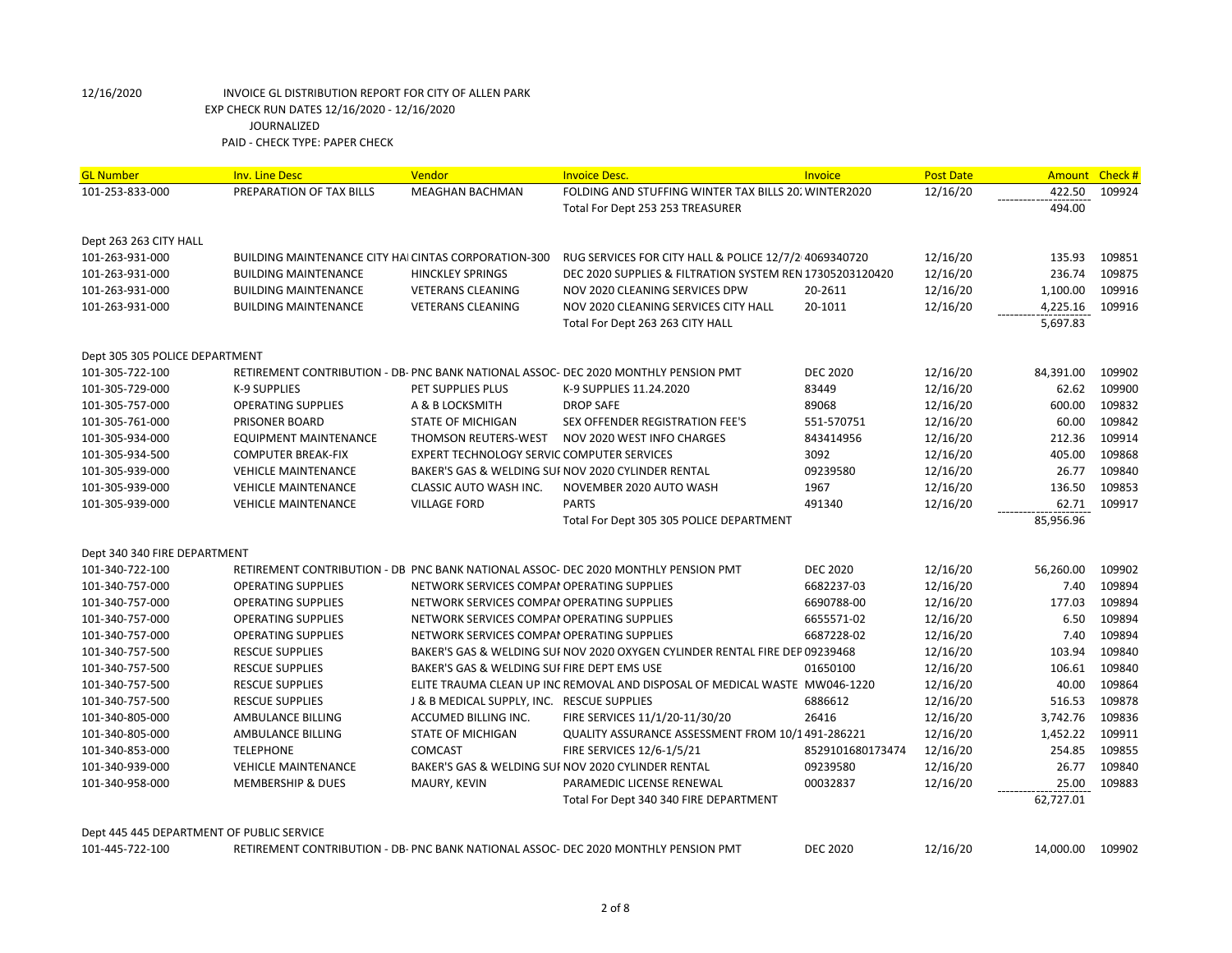12/16/2020 INVOICE GL DISTRIBUTION REPORT FOR CITY OF ALLEN PARK
EXP CHECK RUN DATES 12/16/2020 - 12/16/2020
JOURNALIZED
PAID - CHECK TYPE: PAPER CHECK

| GL Number | Inv. Line Desc | Vendor | Invoice Desc. | Invoice | Post Date | Amount | Check # |
|---|---|---|---|---|---|---|---|
| 101-253-833-000 | PREPARATION OF TAX BILLS | MEAGHAN BACHMAN | FOLDING AND STUFFING WINTER TAX BILLS 20. | WINTER2020 | 12/16/20 | 422.50 | 109924 |
| | | | Total For Dept 253 253 TREASURER | | | 494.00 | |
| Dept 263 263 CITY HALL | | | | | | | |
| 101-263-931-000 | BUILDING MAINTENANCE CITY HAI | CINTAS CORPORATION-300 | RUG SERVICES FOR CITY HALL & POLICE 12/7/2 | 4069340720 | 12/16/20 | 135.93 | 109851 |
| 101-263-931-000 | BUILDING MAINTENANCE | HINCKLEY SPRINGS | DEC 2020 SUPPLIES & FILTRATION SYSTEM REN | 17305203120420 | 12/16/20 | 236.74 | 109875 |
| 101-263-931-000 | BUILDING MAINTENANCE | VETERANS CLEANING | NOV 2020 CLEANING SERVICES DPW | 20-2611 | 12/16/20 | 1,100.00 | 109916 |
| 101-263-931-000 | BUILDING MAINTENANCE | VETERANS CLEANING | NOV 2020 CLEANING SERVICES CITY HALL | 20-1011 | 12/16/20 | 4,225.16 | 109916 |
| | | | Total For Dept 263 263 CITY HALL | | | 5,697.83 | |
| Dept 305 305 POLICE DEPARTMENT | | | | | | | |
| 101-305-722-100 | RETIREMENT CONTRIBUTION - DB- | PNC BANK NATIONAL ASSOC- | DEC 2020 MONTHLY PENSION PMT | DEC 2020 | 12/16/20 | 84,391.00 | 109902 |
| 101-305-729-000 | K-9 SUPPLIES | PET SUPPLIES PLUS | K-9 SUPPLIES 11.24.2020 | 83449 | 12/16/20 | 62.62 | 109900 |
| 101-305-757-000 | OPERATING SUPPLIES | A & B LOCKSMITH | DROP SAFE | 89068 | 12/16/20 | 600.00 | 109832 |
| 101-305-761-000 | PRISONER BOARD | STATE OF MICHIGAN | SEX OFFENDER REGISTRATION FEE'S | 551-570751 | 12/16/20 | 60.00 | 109842 |
| 101-305-934-000 | EQUIPMENT MAINTENANCE | THOMSON REUTERS-WEST | NOV 2020 WEST INFO CHARGES | 843414956 | 12/16/20 | 212.36 | 109914 |
| 101-305-934-500 | COMPUTER BREAK-FIX | EXPERT TECHNOLOGY SERVIC | COMPUTER SERVICES | 3092 | 12/16/20 | 405.00 | 109868 |
| 101-305-939-000 | VEHICLE MAINTENANCE | BAKER'S GAS & WELDING SUI | NOV 2020 CYLINDER RENTAL | 09239580 | 12/16/20 | 26.77 | 109840 |
| 101-305-939-000 | VEHICLE MAINTENANCE | CLASSIC AUTO WASH INC. | NOVEMBER 2020 AUTO WASH | 1967 | 12/16/20 | 136.50 | 109853 |
| 101-305-939-000 | VEHICLE MAINTENANCE | VILLAGE FORD | PARTS | 491340 | 12/16/20 | 62.71 | 109917 |
| | | | Total For Dept 305 305 POLICE DEPARTMENT | | | 85,956.96 | |
| Dept 340 340 FIRE DEPARTMENT | | | | | | | |
| 101-340-722-100 | RETIREMENT CONTRIBUTION - DB | PNC BANK NATIONAL ASSOC- | DEC 2020 MONTHLY PENSION PMT | DEC 2020 | 12/16/20 | 56,260.00 | 109902 |
| 101-340-757-000 | OPERATING SUPPLIES | NETWORK SERVICES COMPAI | OPERATING SUPPLIES | 6682237-03 | 12/16/20 | 7.40 | 109894 |
| 101-340-757-000 | OPERATING SUPPLIES | NETWORK SERVICES COMPAI | OPERATING SUPPLIES | 6690788-00 | 12/16/20 | 177.03 | 109894 |
| 101-340-757-000 | OPERATING SUPPLIES | NETWORK SERVICES COMPAI | OPERATING SUPPLIES | 6655571-02 | 12/16/20 | 6.50 | 109894 |
| 101-340-757-000 | OPERATING SUPPLIES | NETWORK SERVICES COMPAI | OPERATING SUPPLIES | 6687228-02 | 12/16/20 | 7.40 | 109894 |
| 101-340-757-500 | RESCUE SUPPLIES | BAKER'S GAS & WELDING SUI | NOV 2020 OXYGEN CYLINDER RENTAL FIRE DEF | 09239468 | 12/16/20 | 103.94 | 109840 |
| 101-340-757-500 | RESCUE SUPPLIES | BAKER'S GAS & WELDING SUI | FIRE DEPT EMS USE | 01650100 | 12/16/20 | 106.61 | 109840 |
| 101-340-757-500 | RESCUE SUPPLIES | ELITE TRAUMA CLEAN UP INC | REMOVAL AND DISPOSAL OF MEDICAL WASTE | MW046-1220 | 12/16/20 | 40.00 | 109864 |
| 101-340-757-500 | RESCUE SUPPLIES | J & B MEDICAL SUPPLY, INC. | RESCUE SUPPLIES | 6886612 | 12/16/20 | 516.53 | 109878 |
| 101-340-805-000 | AMBULANCE BILLING | ACCUMED BILLING INC. | FIRE SERVICES 11/1/20-11/30/20 | 26416 | 12/16/20 | 3,742.76 | 109836 |
| 101-340-805-000 | AMBULANCE BILLING | STATE OF MICHIGAN | QUALITY ASSURANCE ASSESSMENT FROM 10/1 | 491-286221 | 12/16/20 | 1,452.22 | 109911 |
| 101-340-853-000 | TELEPHONE | COMCAST | FIRE SERVICES 12/6-1/5/21 | 8529101680173474 | 12/16/20 | 254.85 | 109855 |
| 101-340-939-000 | VEHICLE MAINTENANCE | BAKER'S GAS & WELDING SUI | NOV 2020 CYLINDER RENTAL | 09239580 | 12/16/20 | 26.77 | 109840 |
| 101-340-958-000 | MEMBERSHIP & DUES | MAURY, KEVIN | PARAMEDIC LICENSE RENEWAL | 00032837 | 12/16/20 | 25.00 | 109883 |
| | | | Total For Dept 340 340 FIRE DEPARTMENT | | | 62,727.01 | |
| Dept 445 445 DEPARTMENT OF PUBLIC SERVICE | | | | | | | |
| 101-445-722-100 | RETIREMENT CONTRIBUTION - DB- | PNC BANK NATIONAL ASSOC- | DEC 2020 MONTHLY PENSION PMT | DEC 2020 | 12/16/20 | 14,000.00 | 109902 |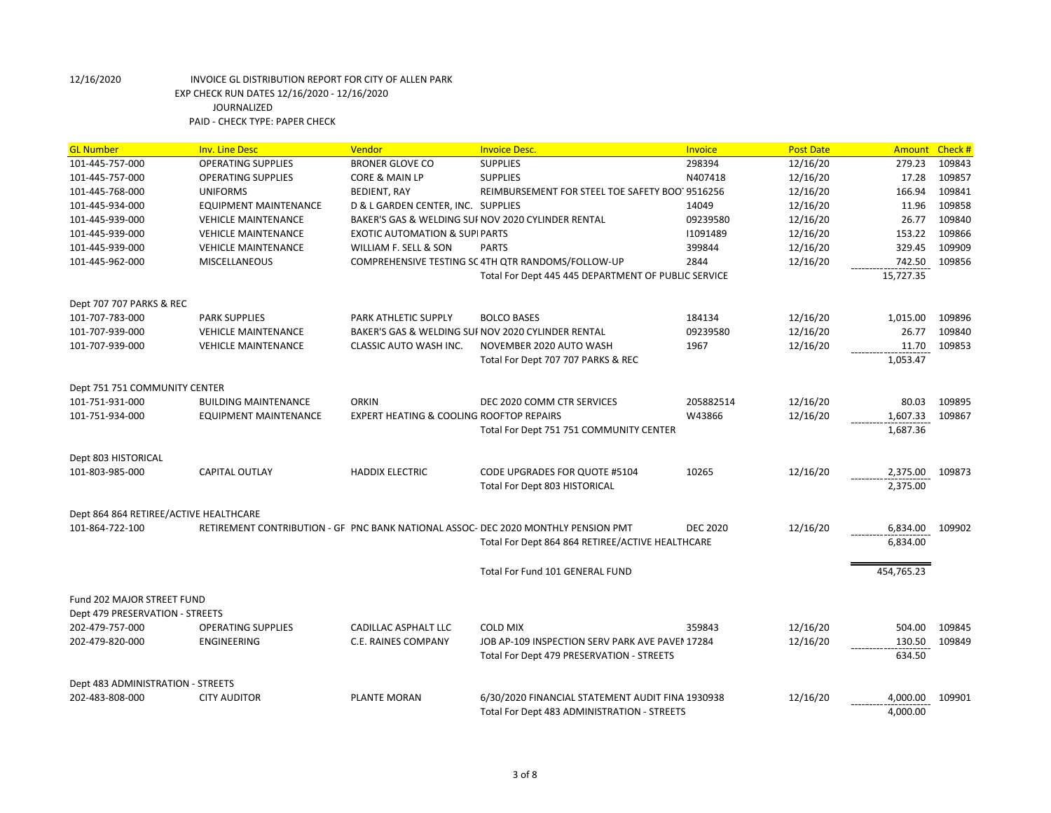12/16/2020 INVOICE GL DISTRIBUTION REPORT FOR CITY OF ALLEN PARK
EXP CHECK RUN DATES 12/16/2020 - 12/16/2020
JOURNALIZED
PAID - CHECK TYPE: PAPER CHECK

| GL Number | Inv. Line Desc | Vendor | Invoice Desc. | Invoice | Post Date | Amount | Check # |
|---|---|---|---|---|---|---|---|
| 101-445-757-000 | OPERATING SUPPLIES | BRONER GLOVE CO | SUPPLIES | 298394 | 12/16/20 | 279.23 | 109843 |
| 101-445-757-000 | OPERATING SUPPLIES | CORE & MAIN LP | SUPPLIES | N407418 | 12/16/20 | 17.28 | 109857 |
| 101-445-768-000 | UNIFORMS | BEDIENT, RAY | REIMBURSEMENT FOR STEEL TOE SAFETY BOOT | 9516256 | 12/16/20 | 166.94 | 109841 |
| 101-445-934-000 | EQUIPMENT MAINTENANCE | D & L GARDEN CENTER, INC. | SUPPLIES | 14049 | 12/16/20 | 11.96 | 109858 |
| 101-445-939-000 | VEHICLE MAINTENANCE | BAKER'S GAS & WELDING SUI | NOV 2020 CYLINDER RENTAL | 09239580 | 12/16/20 | 26.77 | 109840 |
| 101-445-939-000 | VEHICLE MAINTENANCE | EXOTIC AUTOMATION & SUPI | PARTS | I1091489 | 12/16/20 | 153.22 | 109866 |
| 101-445-939-000 | VEHICLE MAINTENANCE | WILLIAM F. SELL & SON | PARTS | 399844 | 12/16/20 | 329.45 | 109909 |
| 101-445-962-000 | MISCELLANEOUS | COMPREHENSIVE TESTING SC | 4TH QTR RANDOMS/FOLLOW-UP | 2844 | 12/16/20 | 742.50 | 109856 |
| | | | Total For Dept 445 445 DEPARTMENT OF PUBLIC SERVICE | | | 15,727.35 | |
| Dept 707 707 PARKS & REC | | | | | | | |
| 101-707-783-000 | PARK SUPPLIES | PARK ATHLETIC SUPPLY | BOLCO BASES | 184134 | 12/16/20 | 1,015.00 | 109896 |
| 101-707-939-000 | VEHICLE MAINTENANCE | BAKER'S GAS & WELDING SUI | NOV 2020 CYLINDER RENTAL | 09239580 | 12/16/20 | 26.77 | 109840 |
| 101-707-939-000 | VEHICLE MAINTENANCE | CLASSIC AUTO WASH INC. | NOVEMBER 2020 AUTO WASH | 1967 | 12/16/20 | 11.70 | 109853 |
| | | | Total For Dept 707 707 PARKS & REC | | | 1,053.47 | |
| Dept 751 751 COMMUNITY CENTER | | | | | | | |
| 101-751-931-000 | BUILDING MAINTENANCE | ORKIN | DEC 2020 COMM CTR SERVICES | 205882514 | 12/16/20 | 80.03 | 109895 |
| 101-751-934-000 | EQUIPMENT MAINTENANCE | EXPERT HEATING & COOLING | ROOFTOP REPAIRS | W43866 | 12/16/20 | 1,607.33 | 109867 |
| | | | Total For Dept 751 751 COMMUNITY CENTER | | | 1,687.36 | |
| Dept 803 HISTORICAL | | | | | | | |
| 101-803-985-000 | CAPITAL OUTLAY | HADDIX ELECTRIC | CODE UPGRADES FOR QUOTE #5104 | 10265 | 12/16/20 | 2,375.00 | 109873 |
| | | | Total For Dept 803 HISTORICAL | | | 2,375.00 | |
| Dept 864 864 RETIREE/ACTIVE HEALTHCARE | | | | | | | |
| 101-864-722-100 | RETIREMENT CONTRIBUTION - GF | PNC BANK NATIONAL ASSOC- | DEC 2020 MONTHLY PENSION PMT | DEC 2020 | 12/16/20 | 6,834.00 | 109902 |
| | | | Total For Dept 864 864 RETIREE/ACTIVE HEALTHCARE | | | 6,834.00 | |
| | | | Total For Fund 101 GENERAL FUND | | | 454,765.23 | |
| Fund 202 MAJOR STREET FUND | | | | | | | |
| Dept 479 PRESERVATION - STREETS | | | | | | | |
| 202-479-757-000 | OPERATING SUPPLIES | CADILLAC ASPHALT LLC | COLD MIX | 359843 | 12/16/20 | 504.00 | 109845 |
| 202-479-820-000 | ENGINEERING | C.E. RAINES COMPANY | JOB AP-109 INSPECTION SERV PARK AVE PAVEI | 17284 | 12/16/20 | 130.50 | 109849 |
| | | | Total For Dept 479 PRESERVATION - STREETS | | | 634.50 | |
| Dept 483 ADMINISTRATION - STREETS | | | | | | | |
| 202-483-808-000 | CITY AUDITOR | PLANTE MORAN | 6/30/2020 FINANCIAL STATEMENT AUDIT FINA | 1930938 | 12/16/20 | 4,000.00 | 109901 |
| | | | Total For Dept 483 ADMINISTRATION - STREETS | | | 4,000.00 | |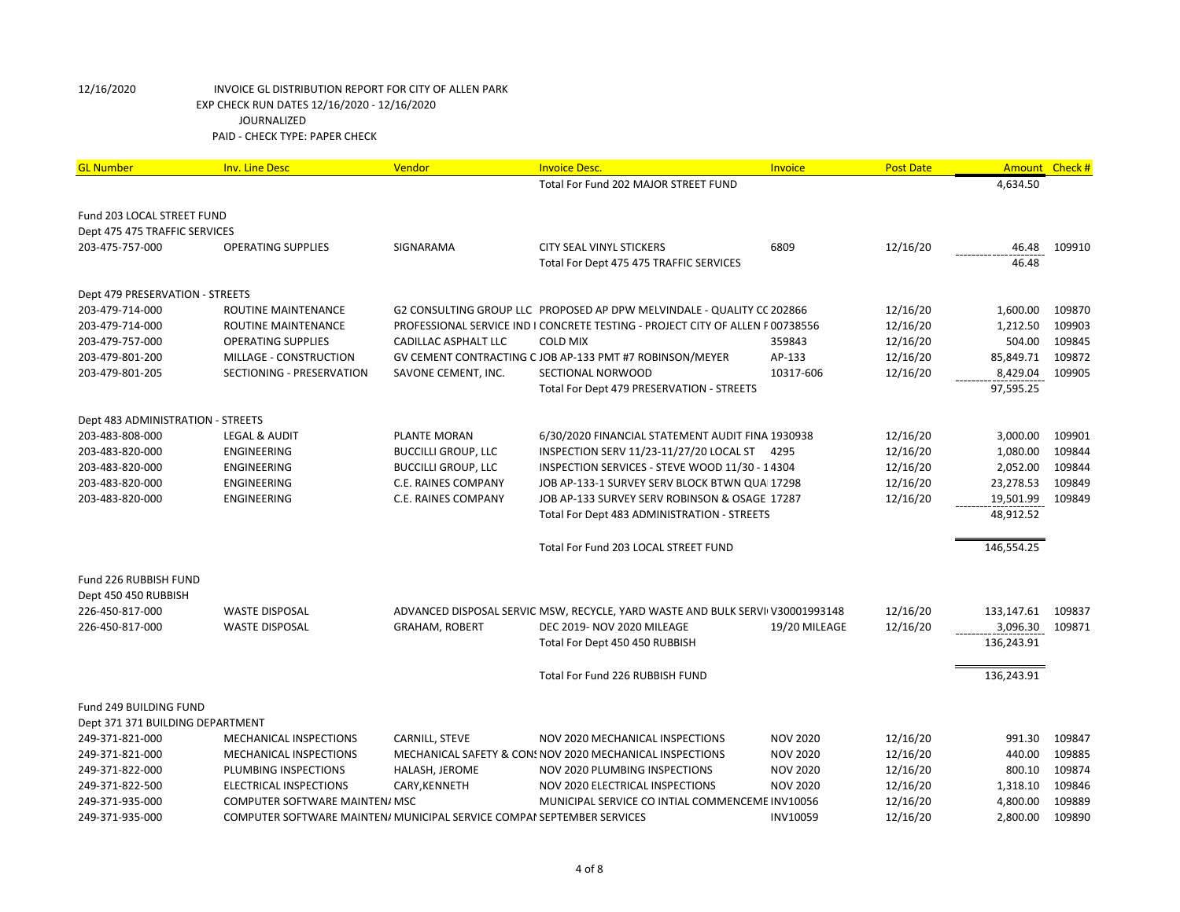12/16/2020 INVOICE GL DISTRIBUTION REPORT FOR CITY OF ALLEN PARK
EXP CHECK RUN DATES 12/16/2020 - 12/16/2020
JOURNALIZED
PAID - CHECK TYPE: PAPER CHECK

| GL Number | Inv. Line Desc | Vendor | Invoice Desc. | Invoice | Post Date | Amount | Check # |
|---|---|---|---|---|---|---|---|
| | | | Total For Fund 202 MAJOR STREET FUND | | | 4,634.50 | |
| Fund 203 LOCAL STREET FUND | | | | | | | |
| Dept 475 475 TRAFFIC SERVICES | | | | | | | |
| 203-475-757-000 | OPERATING SUPPLIES | SIGNARAMA | CITY SEAL VINYL STICKERS | 6809 | 12/16/20 | 46.48 | 109910 |
| | | | Total For Dept 475 475 TRAFFIC SERVICES | | | 46.48 | |
| Dept 479 PRESERVATION - STREETS | | | | | | | |
| 203-479-714-000 | ROUTINE MAINTENANCE | G2 CONSULTING GROUP LLC | PROPOSED AP DPW MELVINDALE - QUALITY CC | 202866 | 12/16/20 | 1,600.00 | 109870 |
| 203-479-714-000 | ROUTINE MAINTENANCE | PROFESSIONAL SERVICE IND I | CONCRETE TESTING - PROJECT CITY OF ALLEN F | 00738556 | 12/16/20 | 1,212.50 | 109903 |
| 203-479-757-000 | OPERATING SUPPLIES | CADILLAC ASPHALT LLC | COLD MIX | 359843 | 12/16/20 | 504.00 | 109845 |
| 203-479-801-200 | MILLAGE - CONSTRUCTION | GV CEMENT CONTRACTING C | JOB AP-133 PMT #7 ROBINSON/MEYER | AP-133 | 12/16/20 | 85,849.71 | 109872 |
| 203-479-801-205 | SECTIONING - PRESERVATION | SAVONE CEMENT, INC. | SECTIONAL NORWOOD | 10317-606 | 12/16/20 | 8,429.04 | 109905 |
| | | | Total For Dept 479 PRESERVATION - STREETS | | | 97,595.25 | |
| Dept 483 ADMINISTRATION - STREETS | | | | | | | |
| 203-483-808-000 | LEGAL & AUDIT | PLANTE MORAN | 6/30/2020 FINANCIAL STATEMENT AUDIT FINA | 1930938 | 12/16/20 | 3,000.00 | 109901 |
| 203-483-820-000 | ENGINEERING | BUCCILLI GROUP, LLC | INSPECTION SERV 11/23-11/27/20 LOCAL ST | 4295 | 12/16/20 | 1,080.00 | 109844 |
| 203-483-820-000 | ENGINEERING | BUCCILLI GROUP, LLC | INSPECTION SERVICES - STEVE WOOD 11/30 - 1 | 4304 | 12/16/20 | 2,052.00 | 109844 |
| 203-483-820-000 | ENGINEERING | C.E. RAINES COMPANY | JOB AP-133-1 SURVEY SERV BLOCK BTWN QUA | 17298 | 12/16/20 | 23,278.53 | 109849 |
| 203-483-820-000 | ENGINEERING | C.E. RAINES COMPANY | JOB AP-133 SURVEY SERV ROBINSON & OSAGE | 17287 | 12/16/20 | 19,501.99 | 109849 |
| | | | Total For Dept 483 ADMINISTRATION - STREETS | | | 48,912.52 | |
| | | | Total For Fund 203 LOCAL STREET FUND | | | 146,554.25 | |
| Fund 226 RUBBISH FUND | | | | | | | |
| Dept 450 450 RUBBISH | | | | | | | |
| 226-450-817-000 | WASTE DISPOSAL | ADVANCED DISPOSAL SERVIC | MSW, RECYCLE, YARD WASTE AND BULK SERVI | V30001993148 | 12/16/20 | 133,147.61 | 109837 |
| 226-450-817-000 | WASTE DISPOSAL | GRAHAM, ROBERT | DEC 2019- NOV 2020 MILEAGE | 19/20 MILEAGE | 12/16/20 | 3,096.30 | 109871 |
| | | | Total For Dept 450 450 RUBBISH | | | 136,243.91 | |
| | | | Total For Fund 226 RUBBISH FUND | | | 136,243.91 | |
| Fund 249 BUILDING FUND | | | | | | | |
| Dept 371 371 BUILDING DEPARTMENT | | | | | | | |
| 249-371-821-000 | MECHANICAL INSPECTIONS | CARNILL, STEVE | NOV 2020 MECHANICAL INSPECTIONS | NOV 2020 | 12/16/20 | 991.30 | 109847 |
| 249-371-821-000 | MECHANICAL INSPECTIONS | MECHANICAL SAFETY & CONS | NOV 2020 MECHANICAL INSPECTIONS | NOV 2020 | 12/16/20 | 440.00 | 109885 |
| 249-371-822-000 | PLUMBING INSPECTIONS | HALASH, JEROME | NOV 2020 PLUMBING INSPECTIONS | NOV 2020 | 12/16/20 | 800.10 | 109874 |
| 249-371-822-500 | ELECTRICAL INSPECTIONS | CARY,KENNETH | NOV 2020 ELECTRICAL INSPECTIONS | NOV 2020 | 12/16/20 | 1,318.10 | 109846 |
| 249-371-935-000 | COMPUTER SOFTWARE MAINTEN/ | MSC | MUNICIPAL SERVICE CO INTIAL COMMENCEME | INV10056 | 12/16/20 | 4,800.00 | 109889 |
| 249-371-935-000 | COMPUTER SOFTWARE MAINTEN/ | MUNICIPAL SERVICE COMPAI | SEPTEMBER SERVICES | INV10059 | 12/16/20 | 2,800.00 | 109890 |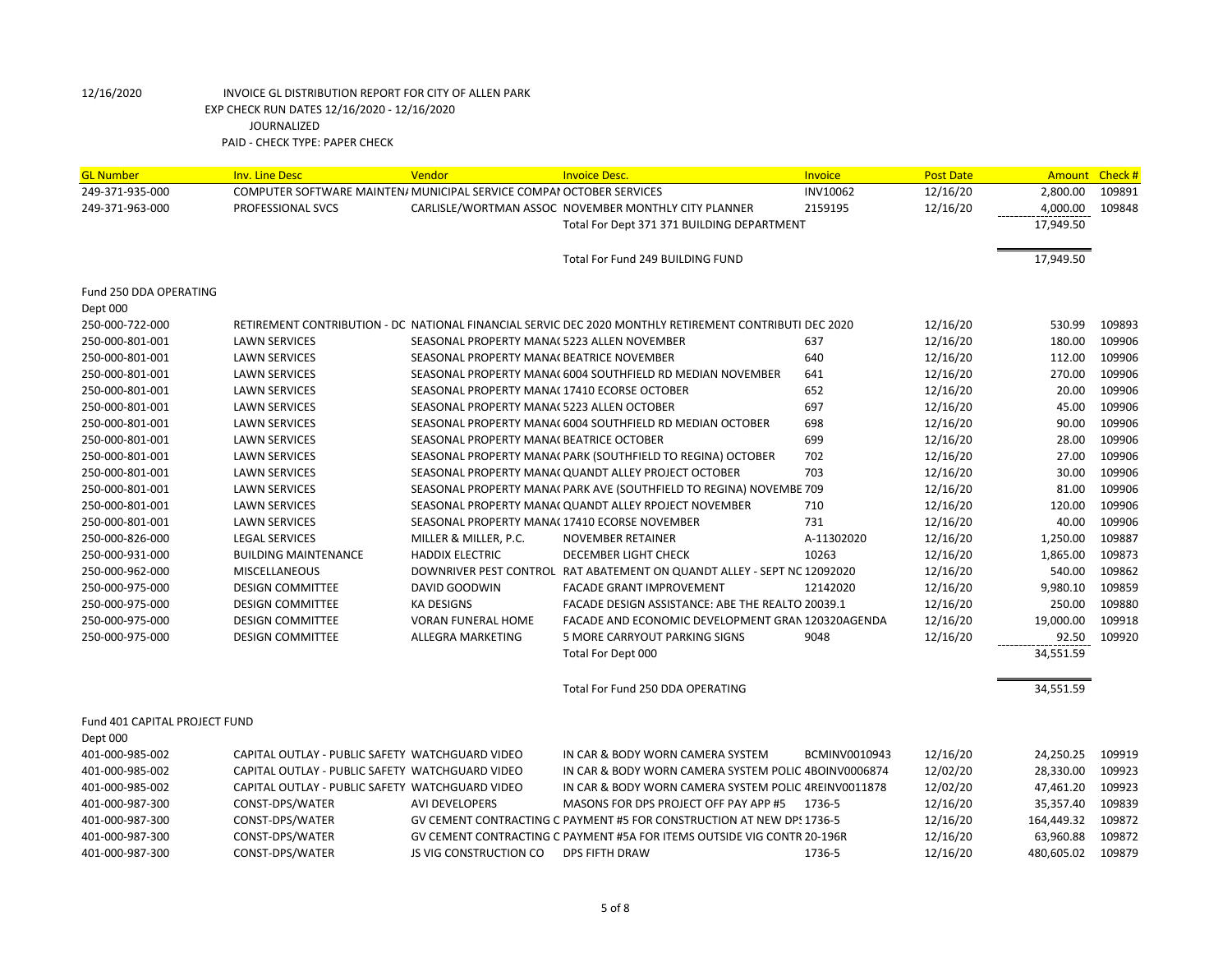12/16/2020 INVOICE GL DISTRIBUTION REPORT FOR CITY OF ALLEN PARK
EXP CHECK RUN DATES 12/16/2020 - 12/16/2020
JOURNALIZED
PAID - CHECK TYPE: PAPER CHECK

| GL Number | Inv. Line Desc | Vendor | Invoice Desc. | Invoice | Post Date | Amount | Check # |
|---|---|---|---|---|---|---|---|
| 249-371-935-000 | COMPUTER SOFTWARE MAINTEN/ | MUNICIPAL SERVICE COMPAI | OCTOBER SERVICES | INV10062 | 12/16/20 | 2,800.00 | 109891 |
| 249-371-963-000 | PROFESSIONAL SVCS | CARLISLE/WORTMAN ASSOC | NOVEMBER MONTHLY CITY PLANNER | 2159195 | 12/16/20 | 4,000.00 | 109848 |
| | | | Total For Dept 371 371 BUILDING DEPARTMENT | | | 17,949.50 | |
| | | | Total For Fund 249 BUILDING FUND | | | 17,949.50 | |
| Fund 250 DDA OPERATING | | | | | | | |
| Dept 000 | | | | | | | |
| 250-000-722-000 | RETIREMENT CONTRIBUTION - DC | NATIONAL FINANCIAL SERVIC | DEC 2020 MONTHLY RETIREMENT CONTRIBUTI | DEC 2020 | 12/16/20 | 530.99 | 109893 |
| 250-000-801-001 | LAWN SERVICES | SEASONAL PROPERTY MANA( | 5223 ALLEN NOVEMBER | 637 | 12/16/20 | 180.00 | 109906 |
| 250-000-801-001 | LAWN SERVICES | SEASONAL PROPERTY MANA( | BEATRICE NOVEMBER | 640 | 12/16/20 | 112.00 | 109906 |
| 250-000-801-001 | LAWN SERVICES | SEASONAL PROPERTY MANA( | 6004 SOUTHFIELD RD MEDIAN NOVEMBER | 641 | 12/16/20 | 270.00 | 109906 |
| 250-000-801-001 | LAWN SERVICES | SEASONAL PROPERTY MANA( | 17410 ECORSE OCTOBER | 652 | 12/16/20 | 20.00 | 109906 |
| 250-000-801-001 | LAWN SERVICES | SEASONAL PROPERTY MANA( | 5223 ALLEN OCTOBER | 697 | 12/16/20 | 45.00 | 109906 |
| 250-000-801-001 | LAWN SERVICES | SEASONAL PROPERTY MANA( | 6004 SOUTHFIELD RD MEDIAN OCTOBER | 698 | 12/16/20 | 90.00 | 109906 |
| 250-000-801-001 | LAWN SERVICES | SEASONAL PROPERTY MANA( | BEATRICE OCTOBER | 699 | 12/16/20 | 28.00 | 109906 |
| 250-000-801-001 | LAWN SERVICES | SEASONAL PROPERTY MANA( | PARK (SOUTHFIELD TO REGINA) OCTOBER | 702 | 12/16/20 | 27.00 | 109906 |
| 250-000-801-001 | LAWN SERVICES | SEASONAL PROPERTY MANA( | QUANDT ALLEY PROJECT OCTOBER | 703 | 12/16/20 | 30.00 | 109906 |
| 250-000-801-001 | LAWN SERVICES | SEASONAL PROPERTY MANA( | PARK AVE (SOUTHFIELD TO REGINA) NOVEMBE | 709 | 12/16/20 | 81.00 | 109906 |
| 250-000-801-001 | LAWN SERVICES | SEASONAL PROPERTY MANA( | QUANDT ALLEY RPOJECT NOVEMBER | 710 | 12/16/20 | 120.00 | 109906 |
| 250-000-801-001 | LAWN SERVICES | SEASONAL PROPERTY MANA( | 17410 ECORSE NOVEMBER | 731 | 12/16/20 | 40.00 | 109906 |
| 250-000-826-000 | LEGAL SERVICES | MILLER & MILLER, P.C. | NOVEMBER RETAINER | A-11302020 | 12/16/20 | 1,250.00 | 109887 |
| 250-000-931-000 | BUILDING MAINTENANCE | HADDIX ELECTRIC | DECEMBER LIGHT CHECK | 10263 | 12/16/20 | 1,865.00 | 109873 |
| 250-000-962-000 | MISCELLANEOUS | DOWNRIVER PEST CONTROL | RAT ABATEMENT ON QUANDT ALLEY - SEPT NO | 12092020 | 12/16/20 | 540.00 | 109862 |
| 250-000-975-000 | DESIGN COMMITTEE | DAVID GOODWIN | FACADE GRANT IMPROVEMENT | 12142020 | 12/16/20 | 9,980.10 | 109859 |
| 250-000-975-000 | DESIGN COMMITTEE | KA DESIGNS | FACADE DESIGN ASSISTANCE: ABE THE REALTO | 20039.1 | 12/16/20 | 250.00 | 109880 |
| 250-000-975-000 | DESIGN COMMITTEE | VORAN FUNERAL HOME | FACADE AND ECONOMIC DEVELOPMENT GRAN | 120320AGENDA | 12/16/20 | 19,000.00 | 109918 |
| 250-000-975-000 | DESIGN COMMITTEE | ALLEGRA MARKETING | 5 MORE CARRYOUT PARKING SIGNS | 9048 | 12/16/20 | 92.50 | 109920 |
| | | | Total For Dept 000 | | | 34,551.59 | |
| | | | Total For Fund 250 DDA OPERATING | | | 34,551.59 | |
| Fund 401 CAPITAL PROJECT FUND | | | | | | | |
| Dept 000 | | | | | | | |
| 401-000-985-002 | CAPITAL OUTLAY - PUBLIC SAFETY | WATCHGUARD VIDEO | IN CAR & BODY WORN CAMERA SYSTEM | BCMINV0010943 | 12/16/20 | 24,250.25 | 109919 |
| 401-000-985-002 | CAPITAL OUTLAY - PUBLIC SAFETY | WATCHGUARD VIDEO | IN CAR & BODY WORN CAMERA SYSTEM POLIC | 4BOINV0006874 | 12/02/20 | 28,330.00 | 109923 |
| 401-000-985-002 | CAPITAL OUTLAY - PUBLIC SAFETY | WATCHGUARD VIDEO | IN CAR & BODY WORN CAMERA SYSTEM POLIC | 4REINV0011878 | 12/02/20 | 47,461.20 | 109923 |
| 401-000-987-300 | CONST-DPS/WATER | AVI DEVELOPERS | MASONS FOR DPS PROJECT OFF PAY APP #5 | 1736-5 | 12/16/20 | 35,357.40 | 109839 |
| 401-000-987-300 | CONST-DPS/WATER | GV CEMENT CONTRACTING C | PAYMENT #5 FOR CONSTRUCTION AT NEW DP! | 1736-5 | 12/16/20 | 164,449.32 | 109872 |
| 401-000-987-300 | CONST-DPS/WATER | GV CEMENT CONTRACTING C | PAYMENT #5A FOR ITEMS OUTSIDE VIG CONTR | 20-196R | 12/16/20 | 63,960.88 | 109872 |
| 401-000-987-300 | CONST-DPS/WATER | JS VIG CONSTRUCTION CO | DPS FIFTH DRAW | 1736-5 | 12/16/20 | 480,605.02 | 109879 |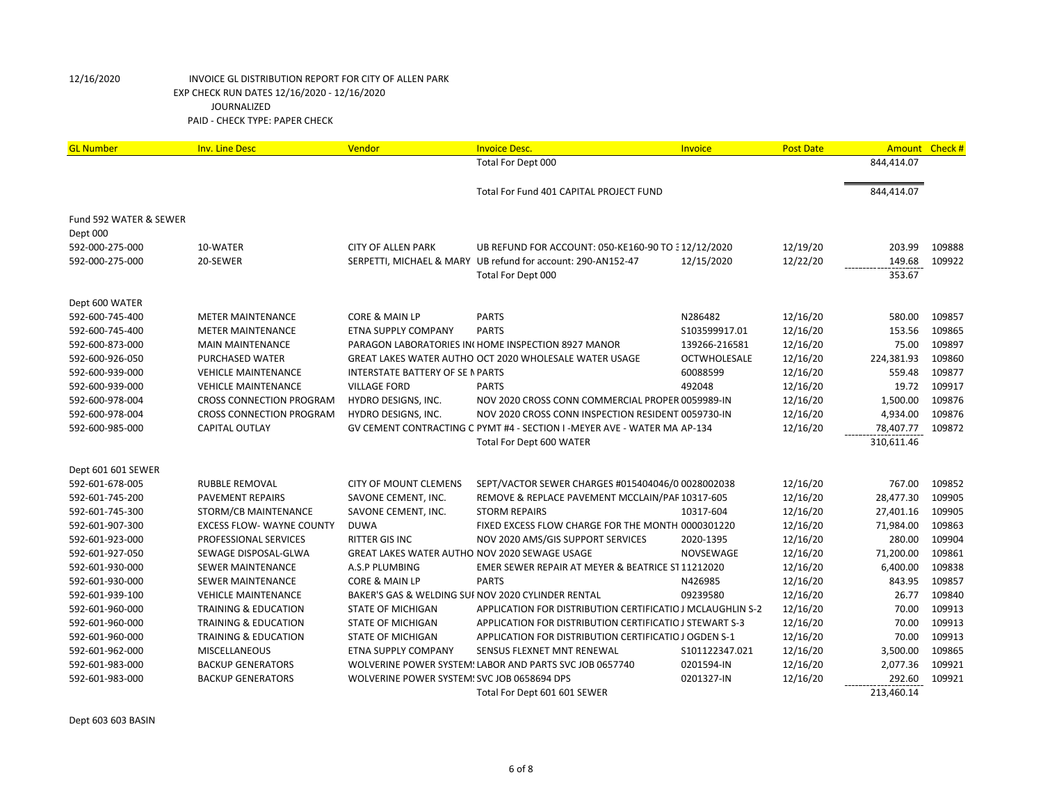12/16/2020 INVOICE GL DISTRIBUTION REPORT FOR CITY OF ALLEN PARK
EXP CHECK RUN DATES 12/16/2020 - 12/16/2020
JOURNALIZED
PAID - CHECK TYPE: PAPER CHECK

| GL Number | Inv. Line Desc | Vendor | Invoice Desc. | Invoice | Post Date | Amount | Check # |
|---|---|---|---|---|---|---|---|
| | | | Total For Dept 000 | | | 844,414.07 | |
| | | | Total For Fund 401 CAPITAL PROJECT FUND | | | 844,414.07 | |
| Fund 592 WATER & SEWER | | | | | | | |
| Dept 000 | | | | | | | |
| 592-000-275-000 | 10-WATER | CITY OF ALLEN PARK | UB REFUND FOR ACCOUNT: 050-KE160-90 TO 3 | 12/12/2020 | 12/19/20 | 203.99 | 109888 |
| 592-000-275-000 | 20-SEWER | SERPETTI, MICHAEL & MARY | UB refund for account: 290-AN152-47 | 12/15/2020 | 12/22/20 | 149.68 | 109922 |
| | | | Total For Dept 000 | | | 353.67 | |
| Dept 600 WATER | | | | | | | |
| 592-600-745-400 | METER MAINTENANCE | CORE & MAIN LP | PARTS | N286482 | 12/16/20 | 580.00 | 109857 |
| 592-600-745-400 | METER MAINTENANCE | ETNA SUPPLY COMPANY | PARTS | S103599917.01 | 12/16/20 | 153.56 | 109865 |
| 592-600-873-000 | MAIN MAINTENANCE | PARAGON LABORATORIES IN | HOME INSPECTION 8927 MANOR | 139266-216581 | 12/16/20 | 75.00 | 109897 |
| 592-600-926-050 | PURCHASED WATER | GREAT LAKES WATER AUTHO | OCT 2020 WHOLESALE WATER USAGE | OCTWHOLESALE | 12/16/20 | 224,381.93 | 109860 |
| 592-600-939-000 | VEHICLE MAINTENANCE | INTERSTATE BATTERY OF SE N | PARTS | 60088599 | 12/16/20 | 559.48 | 109877 |
| 592-600-939-000 | VEHICLE MAINTENANCE | VILLAGE FORD | PARTS | 492048 | 12/16/20 | 19.72 | 109917 |
| 592-600-978-004 | CROSS CONNECTION PROGRAM | HYDRO DESIGNS, INC. | NOV 2020 CROSS CONN COMMERCIAL PROPER | 0059989-IN | 12/16/20 | 1,500.00 | 109876 |
| 592-600-978-004 | CROSS CONNECTION PROGRAM | HYDRO DESIGNS, INC. | NOV 2020 CROSS CONN INSPECTION RESIDENT | 0059730-IN | 12/16/20 | 4,934.00 | 109876 |
| 592-600-985-000 | CAPITAL OUTLAY | GV CEMENT CONTRACTING C | PYMT #4 - SECTION I -MEYER AVE - WATER MA | AP-134 | 12/16/20 | 78,407.77 | 109872 |
| | | | Total For Dept 600 WATER | | | 310,611.46 | |
| Dept 601 601 SEWER | | | | | | | |
| 592-601-678-005 | RUBBLE REMOVAL | CITY OF MOUNT CLEMENS | SEPT/VACTOR SEWER CHARGES #015404046/0 | 0028002038 | 12/16/20 | 767.00 | 109852 |
| 592-601-745-200 | PAVEMENT REPAIRS | SAVONE CEMENT, INC. | REMOVE & REPLACE PAVEMENT MCCLAIN/PAF | 10317-605 | 12/16/20 | 28,477.30 | 109905 |
| 592-601-745-300 | STORM/CB MAINTENANCE | SAVONE CEMENT, INC. | STORM REPAIRS | 10317-604 | 12/16/20 | 27,401.16 | 109905 |
| 592-601-907-300 | EXCESS FLOW- WAYNE COUNTY | DUWA | FIXED EXCESS FLOW CHARGE FOR THE MONTH | 0000301220 | 12/16/20 | 71,984.00 | 109863 |
| 592-601-923-000 | PROFESSIONAL SERVICES | RITTER GIS INC | NOV 2020 AMS/GIS SUPPORT SERVICES | 2020-1395 | 12/16/20 | 280.00 | 109904 |
| 592-601-927-050 | SEWAGE DISPOSAL-GLWA | GREAT LAKES WATER AUTHO | NOV 2020 SEWAGE USAGE | NOVSEWAGE | 12/16/20 | 71,200.00 | 109861 |
| 592-601-930-000 | SEWER MAINTENANCE | A.S.P PLUMBING | EMER SEWER REPAIR AT MEYER & BEATRICE ST | 11212020 | 12/16/20 | 6,400.00 | 109838 |
| 592-601-930-000 | SEWER MAINTENANCE | CORE & MAIN LP | PARTS | N426985 | 12/16/20 | 843.95 | 109857 |
| 592-601-939-100 | VEHICLE MAINTENANCE | BAKER'S GAS & WELDING SUI | NOV 2020 CYLINDER RENTAL | 09239580 | 12/16/20 | 26.77 | 109840 |
| 592-601-960-000 | TRAINING & EDUCATION | STATE OF MICHIGAN | APPLICATION FOR DISTRIBUTION CERTIFICATIO | J MCLAUGHLIN S-2 | 12/16/20 | 70.00 | 109913 |
| 592-601-960-000 | TRAINING & EDUCATION | STATE OF MICHIGAN | APPLICATION FOR DISTRIBUTION CERTIFICATIO | J STEWART S-3 | 12/16/20 | 70.00 | 109913 |
| 592-601-960-000 | TRAINING & EDUCATION | STATE OF MICHIGAN | APPLICATION FOR DISTRIBUTION CERTIFICATIO | J OGDEN S-1 | 12/16/20 | 70.00 | 109913 |
| 592-601-962-000 | MISCELLANEOUS | ETNA SUPPLY COMPANY | SENSUS FLEXNET MNT RENEWAL | S101122347.021 | 12/16/20 | 3,500.00 | 109865 |
| 592-601-983-000 | BACKUP GENERATORS | WOLVERINE POWER SYSTEMS | LABOR AND PARTS SVC JOB 0657740 | 0201594-IN | 12/16/20 | 2,077.36 | 109921 |
| 592-601-983-000 | BACKUP GENERATORS | WOLVERINE POWER SYSTEMS | SVC JOB 0658694 DPS | 0201327-IN | 12/16/20 | 292.60 | 109921 |
| | | | Total For Dept 601 601 SEWER | | | 213,460.14 | |

Dept 603 603 BASIN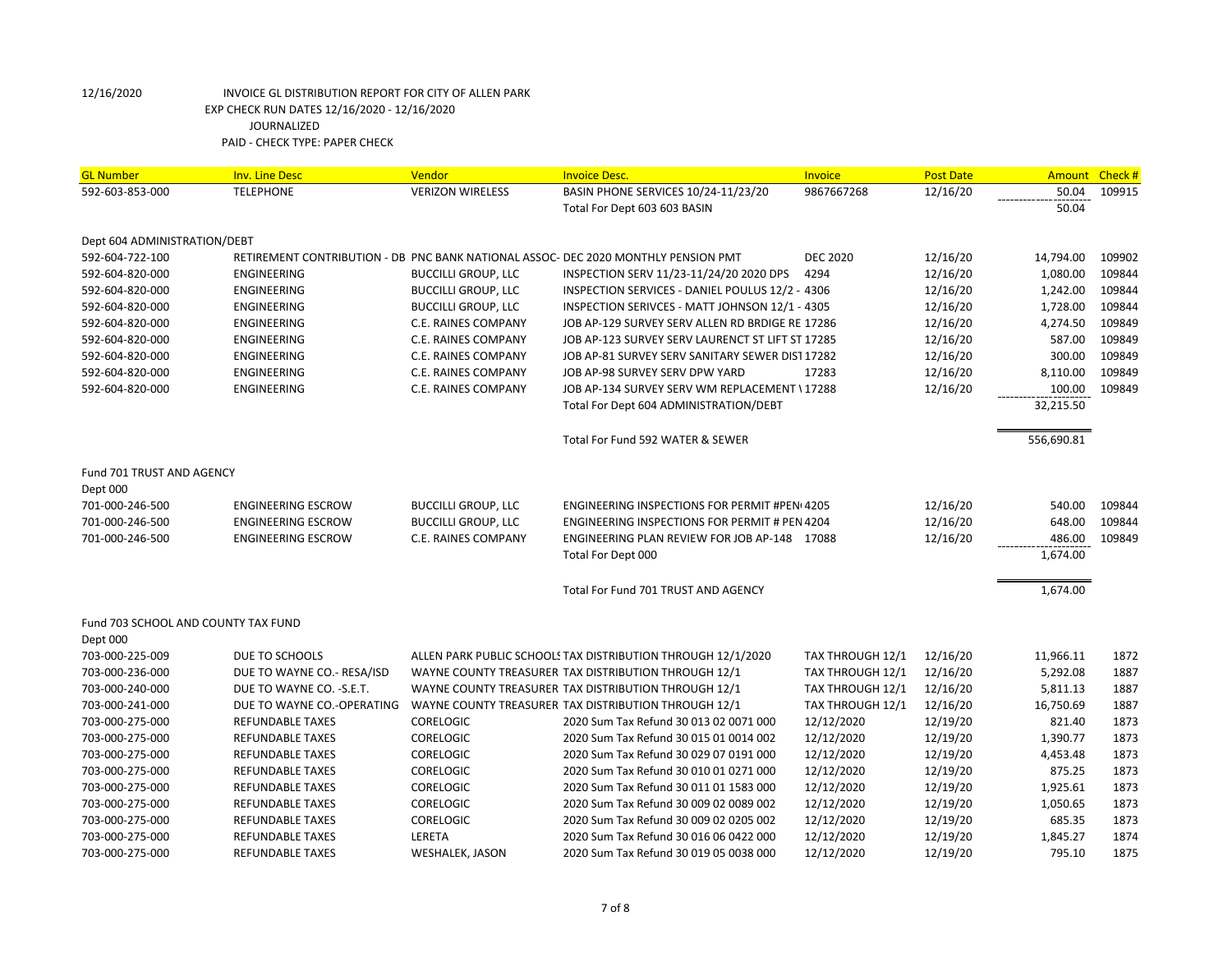12/16/2020 INVOICE GL DISTRIBUTION REPORT FOR CITY OF ALLEN PARK
EXP CHECK RUN DATES 12/16/2020 - 12/16/2020
JOURNALIZED
PAID - CHECK TYPE: PAPER CHECK

| GL Number | Inv. Line Desc | Vendor | Invoice Desc. | Invoice | Post Date | Amount | Check # |
|---|---|---|---|---|---|---|---|
| 592-603-853-000 | TELEPHONE | VERIZON WIRELESS | BASIN PHONE SERVICES 10/24-11/23/20 | 9867667268 | 12/16/20 | 50.04 | 109915 |
| | | | Total For Dept 603 603 BASIN | | | 50.04 | |
| Dept 604 ADMINISTRATION/DEBT | | | | | | | |
| 592-604-722-100 | RETIREMENT CONTRIBUTION - DB | PNC BANK NATIONAL ASSOC- | DEC 2020 MONTHLY PENSION PMT | DEC 2020 | 12/16/20 | 14,794.00 | 109902 |
| 592-604-820-000 | ENGINEERING | BUCCILLI GROUP, LLC | INSPECTION SERV 11/23-11/24/20 2020 DPS | 4294 | 12/16/20 | 1,080.00 | 109844 |
| 592-604-820-000 | ENGINEERING | BUCCILLI GROUP, LLC | INSPECTION SERVICES - DANIEL POULUS 12/2 - | 4306 | 12/16/20 | 1,242.00 | 109844 |
| 592-604-820-000 | ENGINEERING | BUCCILLI GROUP, LLC | INSPECTION SERIVCES - MATT JOHNSON 12/1 - | 4305 | 12/16/20 | 1,728.00 | 109844 |
| 592-604-820-000 | ENGINEERING | C.E. RAINES COMPANY | JOB AP-129 SURVEY SERV ALLEN RD BRDIGE RE | 17286 | 12/16/20 | 4,274.50 | 109849 |
| 592-604-820-000 | ENGINEERING | C.E. RAINES COMPANY | JOB AP-123 SURVEY SERV LAURENCT ST LIFT ST | 17285 | 12/16/20 | 587.00 | 109849 |
| 592-604-820-000 | ENGINEERING | C.E. RAINES COMPANY | JOB AP-81 SURVEY SERV SANITARY SEWER DIST | 17282 | 12/16/20 | 300.00 | 109849 |
| 592-604-820-000 | ENGINEERING | C.E. RAINES COMPANY | JOB AP-98 SURVEY SERV DPW YARD | 17283 | 12/16/20 | 8,110.00 | 109849 |
| 592-604-820-000 | ENGINEERING | C.E. RAINES COMPANY | JOB AP-134 SURVEY SERV WM REPLACEMENT \ | 17288 | 12/16/20 | 100.00 | 109849 |
| | | | Total For Dept 604 ADMINISTRATION/DEBT | | | 32,215.50 | |
| | | | Total For Fund 592 WATER & SEWER | | | 556,690.81 | |
| Fund 701 TRUST AND AGENCY | | | | | | | |
| Dept 000 | | | | | | | |
| 701-000-246-500 | ENGINEERING ESCROW | BUCCILLI GROUP, LLC | ENGINEERING INSPECTIONS FOR PERMIT #PEN( | 4205 | 12/16/20 | 540.00 | 109844 |
| 701-000-246-500 | ENGINEERING ESCROW | BUCCILLI GROUP, LLC | ENGINEERING INSPECTIONS FOR PERMIT # PEN | 4204 | 12/16/20 | 648.00 | 109844 |
| 701-000-246-500 | ENGINEERING ESCROW | C.E. RAINES COMPANY | ENGINEERING PLAN REVIEW FOR JOB AP-148 | 17088 | 12/16/20 | 486.00 | 109849 |
| | | | Total For Dept 000 | | | 1,674.00 | |
| | | | Total For Fund 701 TRUST AND AGENCY | | | 1,674.00 | |
| Fund 703 SCHOOL AND COUNTY TAX FUND | | | | | | | |
| Dept 000 | | | | | | | |
| 703-000-225-009 | DUE TO SCHOOLS | ALLEN PARK PUBLIC SCHOOLS | TAX DISTRIBUTION THROUGH 12/1/2020 | TAX THROUGH 12/1 | 12/16/20 | 11,966.11 | 1872 |
| 703-000-236-000 | DUE TO WAYNE CO.- RESA/ISD | WAYNE COUNTY TREASURER | TAX DISTRIBUTION THROUGH 12/1 | TAX THROUGH 12/1 | 12/16/20 | 5,292.08 | 1887 |
| 703-000-240-000 | DUE TO WAYNE CO. -S.E.T. | WAYNE COUNTY TREASURER | TAX DISTRIBUTION THROUGH 12/1 | TAX THROUGH 12/1 | 12/16/20 | 5,811.13 | 1887 |
| 703-000-241-000 | DUE TO WAYNE CO.-OPERATING | WAYNE COUNTY TREASURER | TAX DISTRIBUTION THROUGH 12/1 | TAX THROUGH 12/1 | 12/16/20 | 16,750.69 | 1887 |
| 703-000-275-000 | REFUNDABLE TAXES | CORELOGIC | 2020 Sum Tax Refund 30 013 02 0071 000 | 12/12/2020 | 12/19/20 | 821.40 | 1873 |
| 703-000-275-000 | REFUNDABLE TAXES | CORELOGIC | 2020 Sum Tax Refund 30 015 01 0014 002 | 12/12/2020 | 12/19/20 | 1,390.77 | 1873 |
| 703-000-275-000 | REFUNDABLE TAXES | CORELOGIC | 2020 Sum Tax Refund 30 029 07 0191 000 | 12/12/2020 | 12/19/20 | 4,453.48 | 1873 |
| 703-000-275-000 | REFUNDABLE TAXES | CORELOGIC | 2020 Sum Tax Refund 30 010 01 0271 000 | 12/12/2020 | 12/19/20 | 875.25 | 1873 |
| 703-000-275-000 | REFUNDABLE TAXES | CORELOGIC | 2020 Sum Tax Refund 30 011 01 1583 000 | 12/12/2020 | 12/19/20 | 1,925.61 | 1873 |
| 703-000-275-000 | REFUNDABLE TAXES | CORELOGIC | 2020 Sum Tax Refund 30 009 02 0089 002 | 12/12/2020 | 12/19/20 | 1,050.65 | 1873 |
| 703-000-275-000 | REFUNDABLE TAXES | CORELOGIC | 2020 Sum Tax Refund 30 009 02 0205 002 | 12/12/2020 | 12/19/20 | 685.35 | 1873 |
| 703-000-275-000 | REFUNDABLE TAXES | LERETA | 2020 Sum Tax Refund 30 016 06 0422 000 | 12/12/2020 | 12/19/20 | 1,845.27 | 1874 |
| 703-000-275-000 | REFUNDABLE TAXES | WESHALEK, JASON | 2020 Sum Tax Refund 30 019 05 0038 000 | 12/12/2020 | 12/19/20 | 795.10 | 1875 |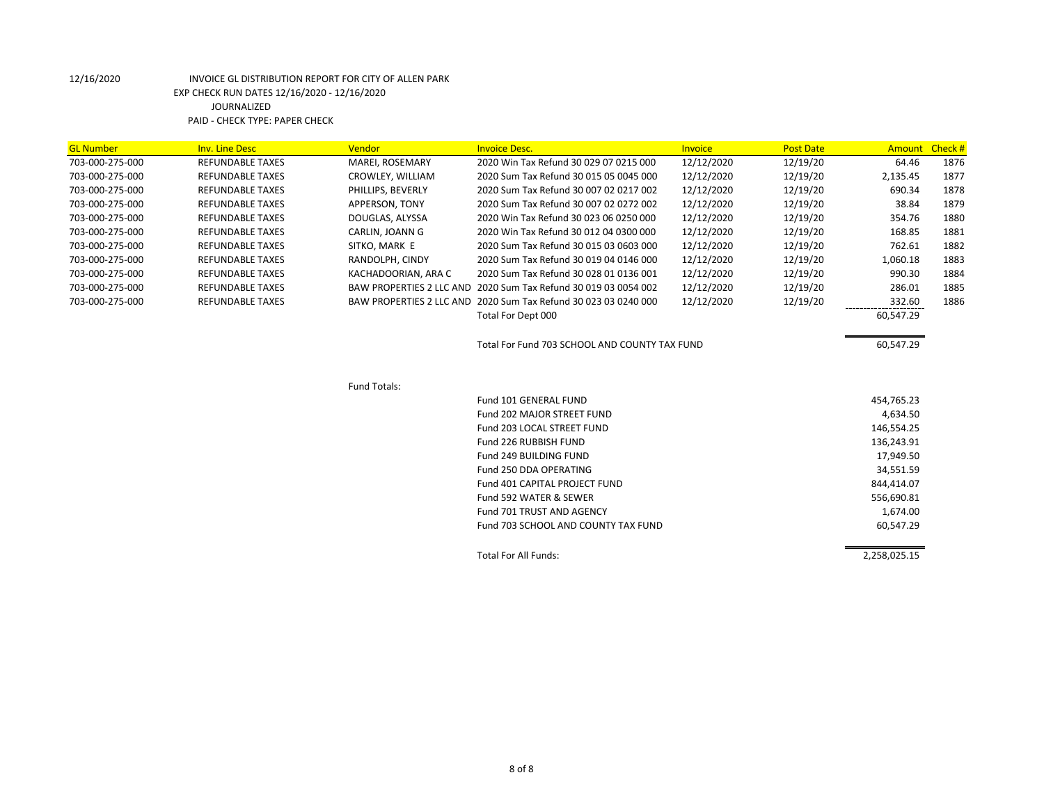12/16/2020 INVOICE GL DISTRIBUTION REPORT FOR CITY OF ALLEN PARK
EXP CHECK RUN DATES 12/16/2020 - 12/16/2020
JOURNALIZED
PAID - CHECK TYPE: PAPER CHECK

| GL Number | Inv. Line Desc | Vendor | Invoice Desc. | Invoice | Post Date | Amount | Check # |
|---|---|---|---|---|---|---|---|
| 703-000-275-000 | REFUNDABLE TAXES | MAREI, ROSEMARY | 2020 Win Tax Refund 30 029 07 0215 000 | 12/12/2020 | 12/19/20 | 64.46 | 1876 |
| 703-000-275-000 | REFUNDABLE TAXES | CROWLEY, WILLIAM | 2020 Sum Tax Refund 30 015 05 0045 000 | 12/12/2020 | 12/19/20 | 2,135.45 | 1877 |
| 703-000-275-000 | REFUNDABLE TAXES | PHILLIPS, BEVERLY | 2020 Sum Tax Refund 30 007 02 0217 002 | 12/12/2020 | 12/19/20 | 690.34 | 1878 |
| 703-000-275-000 | REFUNDABLE TAXES | APPERSON, TONY | 2020 Sum Tax Refund 30 007 02 0272 002 | 12/12/2020 | 12/19/20 | 38.84 | 1879 |
| 703-000-275-000 | REFUNDABLE TAXES | DOUGLAS, ALYSSA | 2020 Win Tax Refund 30 023 06 0250 000 | 12/12/2020 | 12/19/20 | 354.76 | 1880 |
| 703-000-275-000 | REFUNDABLE TAXES | CARLIN, JOANN G | 2020 Win Tax Refund 30 012 04 0300 000 | 12/12/2020 | 12/19/20 | 168.85 | 1881 |
| 703-000-275-000 | REFUNDABLE TAXES | SITKO, MARK E | 2020 Sum Tax Refund 30 015 03 0603 000 | 12/12/2020 | 12/19/20 | 762.61 | 1882 |
| 703-000-275-000 | REFUNDABLE TAXES | RANDOLPH, CINDY | 2020 Sum Tax Refund 30 019 04 0146 000 | 12/12/2020 | 12/19/20 | 1,060.18 | 1883 |
| 703-000-275-000 | REFUNDABLE TAXES | KACHADOORIAN, ARA C | 2020 Sum Tax Refund 30 028 01 0136 001 | 12/12/2020 | 12/19/20 | 990.30 | 1884 |
| 703-000-275-000 | REFUNDABLE TAXES | BAW PROPERTIES 2 LLC AND | 2020 Sum Tax Refund 30 019 03 0054 002 | 12/12/2020 | 12/19/20 | 286.01 | 1885 |
| 703-000-275-000 | REFUNDABLE TAXES | BAW PROPERTIES 2 LLC AND | 2020 Sum Tax Refund 30 023 03 0240 000 | 12/12/2020 | 12/19/20 | 332.60 | 1886 |
| | | | Total For Dept 000 | | | 60,547.29 | |
| | | | Total For Fund 703 SCHOOL AND COUNTY TAX FUND | | | 60,547.29 | |

Fund Totals:

| | |
|---|---|
| Fund 101 GENERAL FUND | 454,765.23 |
| Fund 202 MAJOR STREET FUND | 4,634.50 |
| Fund 203 LOCAL STREET FUND | 146,554.25 |
| Fund 226 RUBBISH FUND | 136,243.91 |
| Fund 249 BUILDING FUND | 17,949.50 |
| Fund 250 DDA OPERATING | 34,551.59 |
| Fund 401 CAPITAL PROJECT FUND | 844,414.07 |
| Fund 592 WATER & SEWER | 556,690.81 |
| Fund 701 TRUST AND AGENCY | 1,674.00 |
| Fund 703 SCHOOL AND COUNTY TAX FUND | 60,547.29 |
| Total For All Funds: | 2,258,025.15 |